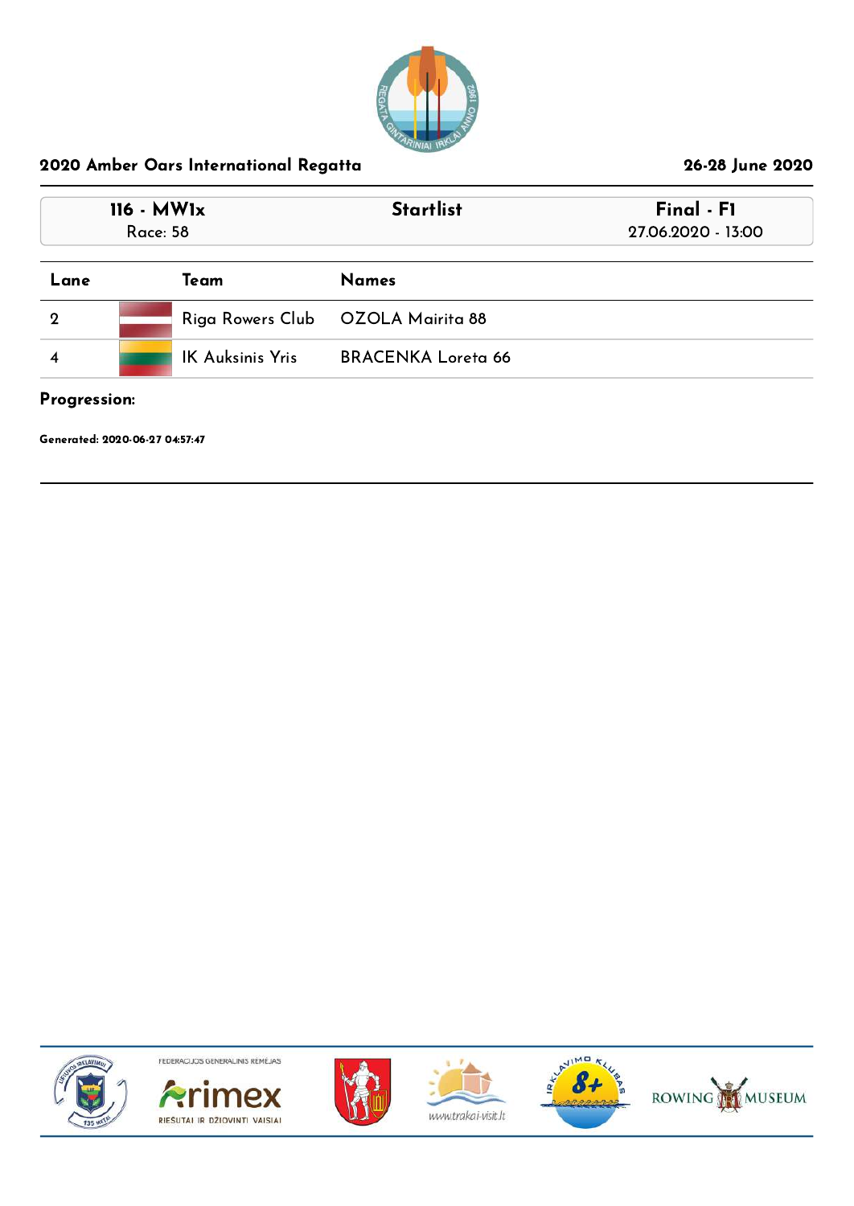## 2020 Amber Oars International Regatta

**26-28 June 2020**

| 116 - MW1x | Startlist | Final - F1 |
|---|---|---|
| Race: 58 | | 27.06.2020 - 13:00 |

| Lane | Team | Names |
|---|---|---|
| 2 | Riga Rowers Club | OZOLA Mairita 88 |
| 4 | IK Auksinis Yris | BRACENKA Loreta 66 |

**Progression:**

**Generated: 2020-06-27 04:57:47**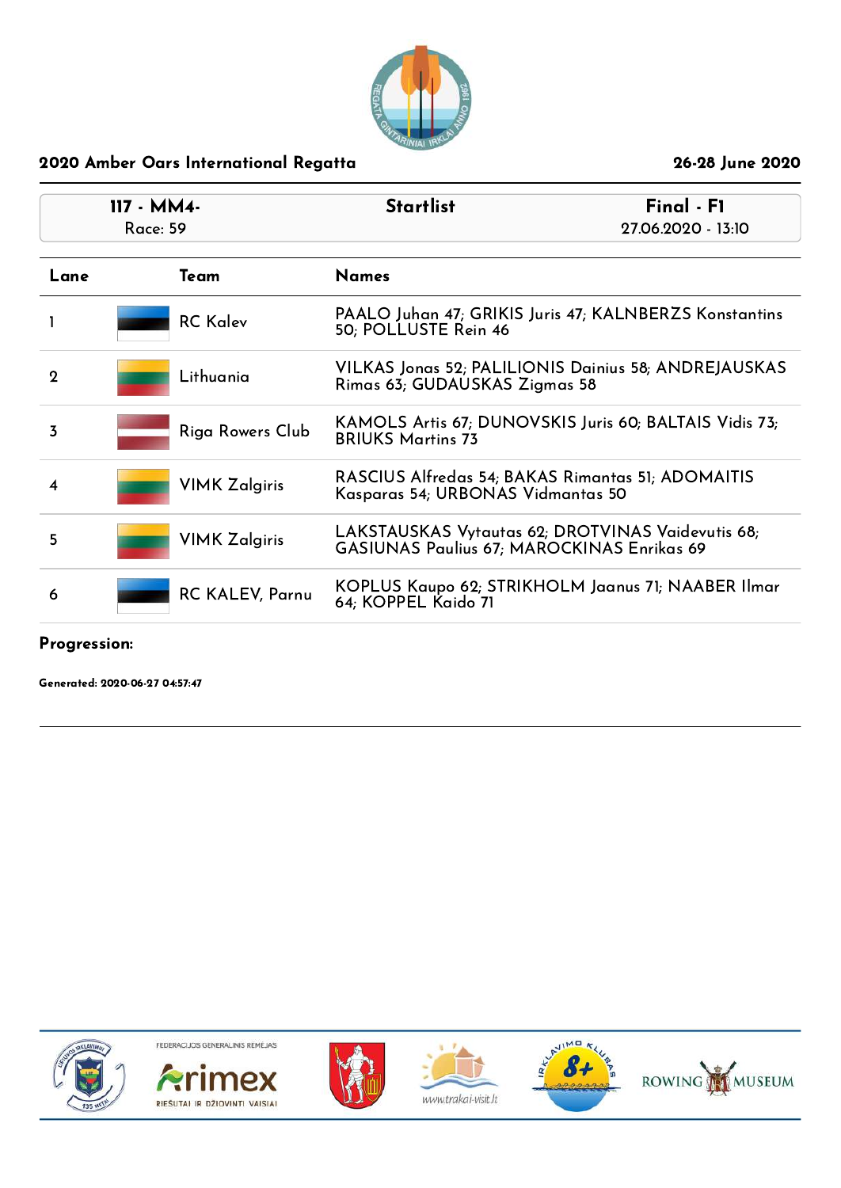## 2020 Amber Oars International Regatta

26-28 June 2020

| 117 - MM4-<br>Race: 59 | Startlist | Final - F1<br>27.06.2020 - 13:10 |
|---|---|---|

| Lane | Team | Names |
|---|---|---|
| 1 | RC Kalev | PAALO Juhan 47; GRIKIS Juris 47; KALNBERZS Konstantins 50; POLLUSTE Rein 46 |
| 2 | Lithuania | VILKAS Jonas 52; PALILIONIS Dainius 58; ANDREJAUSKAS Rimas 63; GUDAUSKAS Zigmas 58 |
| 3 | Riga Rowers Club | KAMOLS Artis 67; DUNOVSKIS Juris 60; BALTAIS Vidis 73; BRIUKS Martins 73 |
| 4 | VIMK Zalgiris | RASCIUS Alfredas 54; BAKAS Rimantas 51; ADOMAITIS Kasparas 54; URBONAS Vidmantas 50 |
| 5 | VIMK Zalgiris | LAKSTAUSKAS Vytautas 62; DROTVINAS Vaidevutis 68; GASIUNAS Paulius 67; MAROCKINAS Enrikas 69 |
| 6 | RC KALEV, Parnu | KOPLUS Kaupo 62; STRIKHOLM Jaanus 71; NAABER Ilmar 64; KOPPEL Kaido 71 |

**Progression:**

**Generated: 2020-06-27 04:57:47**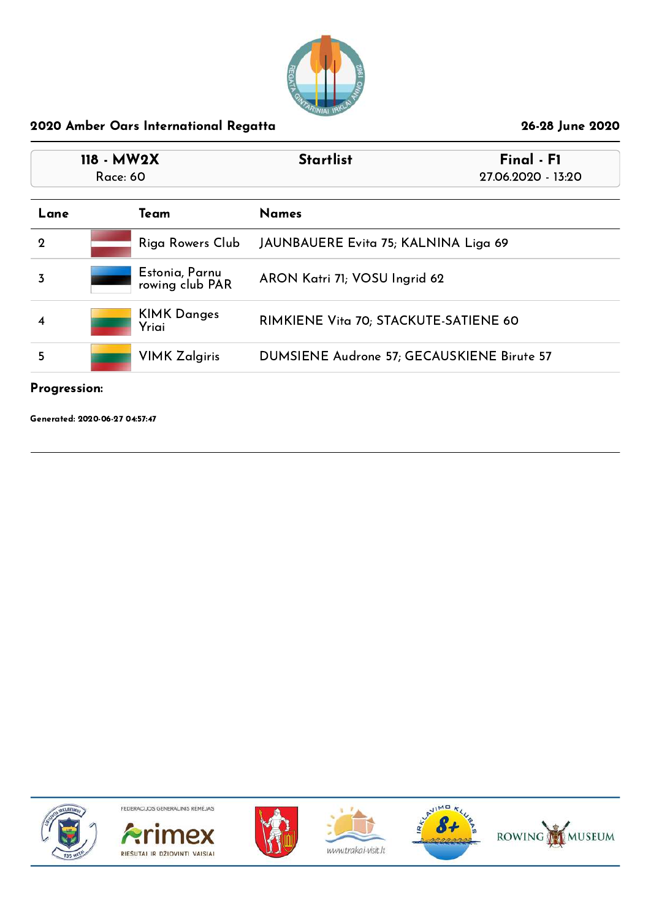**2020 Amber Oars International Regatta** | **26-28 June 2020**

| 118 - MW2X<br>Race: 60 | Startlist | Final - F1<br>27.06.2020 - 13:20 |
|---|---|---|

| Lane | Team | Names |
|---|---|---|
| 2 | Riga Rowers Club | JAUNBAUERE Evita 75; KALNINA Liga 69 |
| 3 | Estonia, Parnu rowing club PAR | ARON Katri 71; VOSU Ingrid 62 |
| 4 | KIMK Danges Yriai | RIMKIENE Vita 70; STACKUTE-SATIENE 60 |
| 5 | VIMK Zalgiris | DUMSIENE Audrone 57; GECAUSKIENE Birute 57 |

**Progression:**

**Generated: 2020-06-27 04:57:47**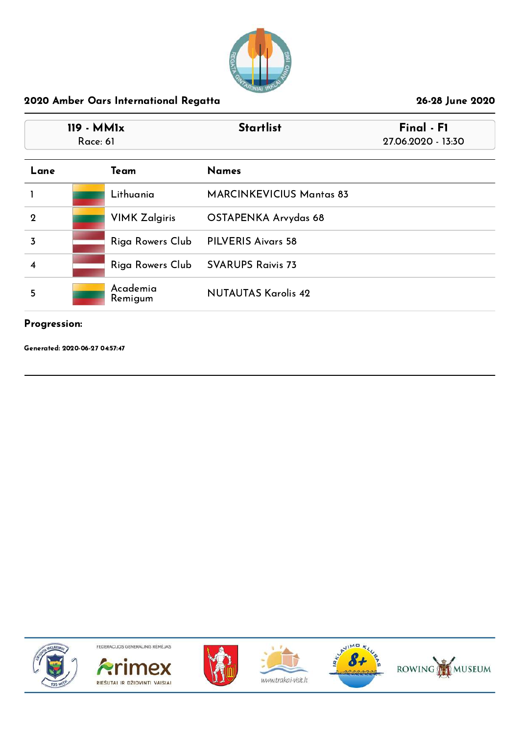## 2020 Amber Oars International Regatta

26-28 June 2020

| 119 - MM1x<br>Race: 61 | Startlist | Final - F1<br>27.06.2020 - 13:30 |
|---|---|---|

| Lane | Team | Names |
|---|---|---|
| 1 | Lithuania | MARCINKEVICIUS Mantas 83 |
| 2 | VIMK Zalgiris | OSTAPENKA Arvydas 68 |
| 3 | Riga Rowers Club | PILVERIS Aivars 58 |
| 4 | Riga Rowers Club | SVARUPS Raivis 73 |
| 5 | Academia Remigum | NUTAUTAS Karolis 42 |

**Progression:**

**Generated: 2020-06-27 04:57:47**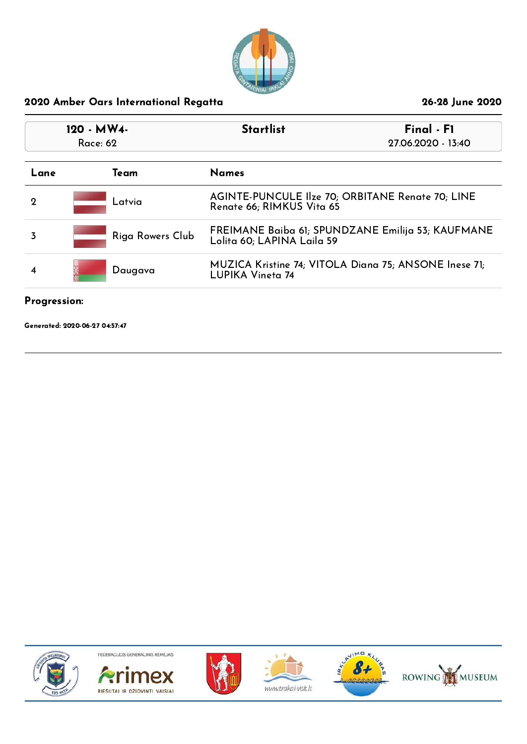## 2020 Amber Oars International Regatta

26-28 June 2020

| 120 - MW4- | Startlist | Final - F1 |
|---|---|---|
| Race: 62 | | 27.06.2020 - 13:40 |

| Lane | Team | Names |
|---|---|---|
| 2 | Latvia | AGINTE-PUNCULE Ilze 70; ORBITANE Renate 70; LINE Renate 66; RIMKUS Vita 65 |
| 3 | Riga Rowers Club | FREIMANE Baiba 61; SPUNDZANE Emilija 53; KAUFMANE Lolita 60; LAPINA Laila 59 |
| 4 | Daugava | MUZICA Kristine 74; VITOLA Diana 75; ANSONE Inese 71; LUPIKA Vineta 74 |

**Progression:**

**Generated: 2020-06-27 04:57:47**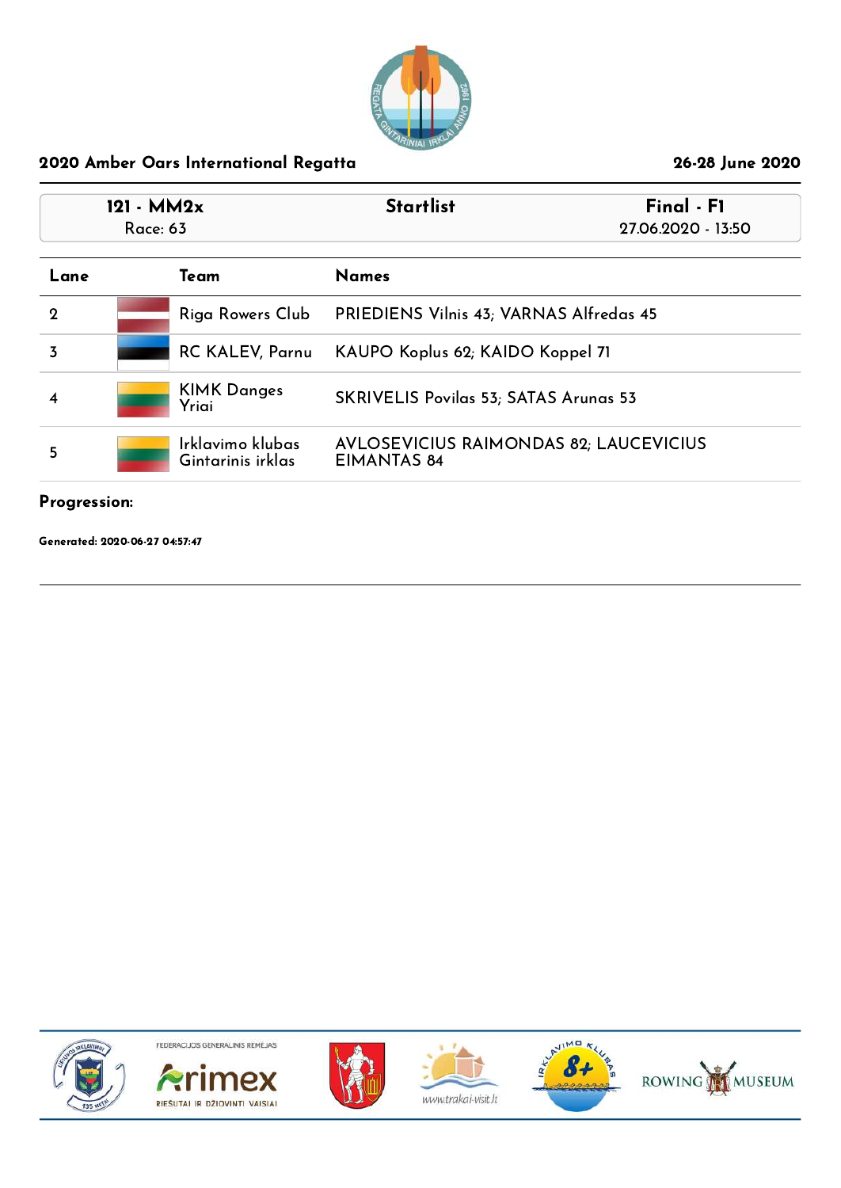## 2020 Amber Oars International Regatta

26-28 June 2020

| 121 - MM2x<br>Race: 63 | Startlist | Final - F1<br>27.06.2020 - 13:50 |
|---|---|---|

| Lane | Team | Names |
|---|---|---|
| 2 | Riga Rowers Club | PRIEDIENS Vilnis 43; VARNAS Alfredas 45 |
| 3 | RC KALEV, Parnu | KAUPO Koplus 62; KAIDO Koppel 71 |
| 4 | KIMK Danges Yriai | SKRIVELIS Povilas 53; SATAS Arunas 53 |
| 5 | Irklavimo klubas Gintarinis irklas | AVLOSEVICIUS RAIMONDAS 82; LAUCEVICIUS EIMANTAS 84 |

**Progression:**

**Generated: 2020-06-27 04:57:47**